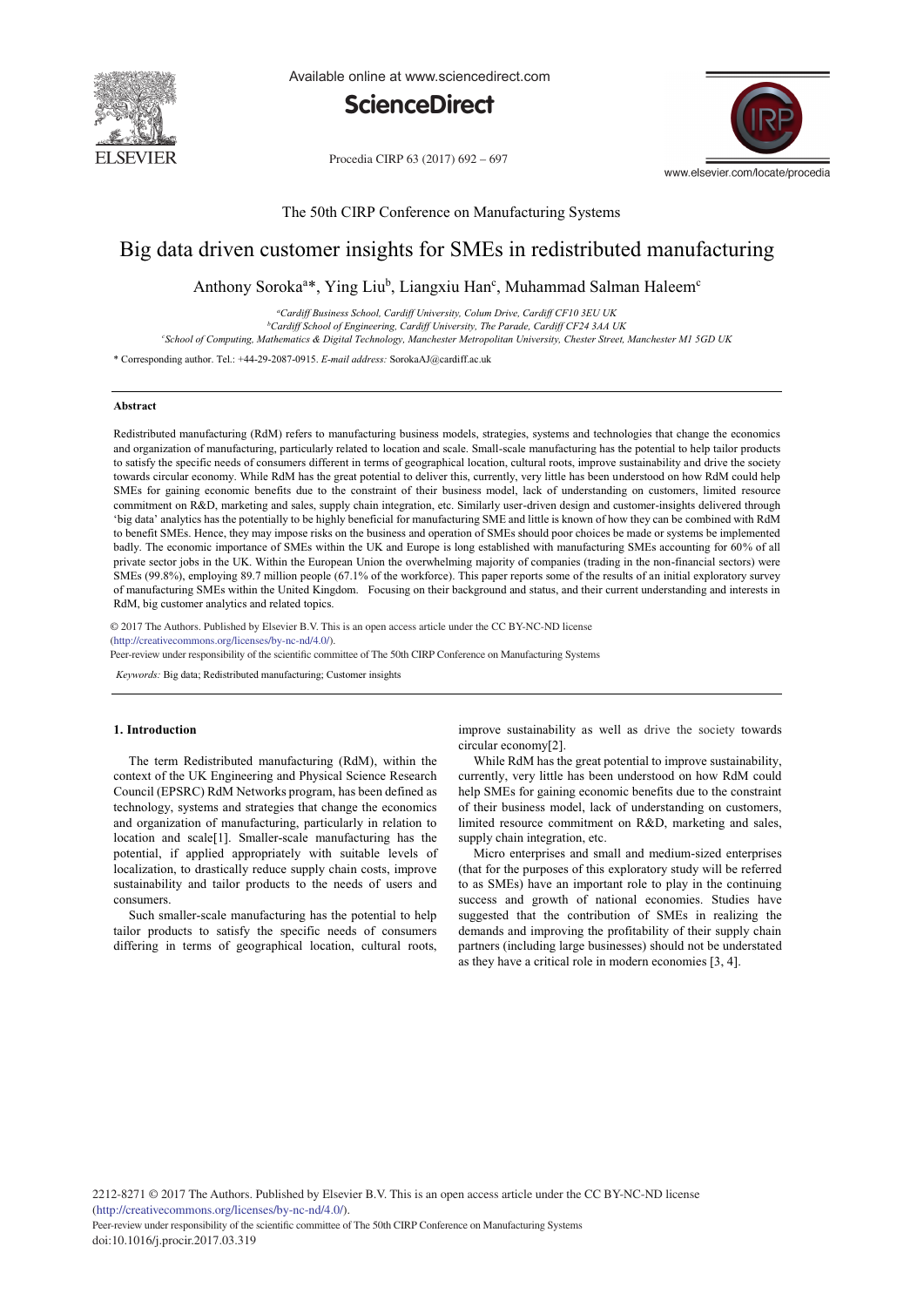The 50th CIRP Conference on Manufacturing Systems

# Big data driven customer insights for SMEs in redistributed manufacturing

Anthony Soroka[a]*, Ying Liu[b], Liangxiu Han[c], Muhammad Salman Haleem[c]

[a]Cardiff Business School, Cardiff University, Colum Drive, Cardiff CF10 3EU UK
[b]Cardiff School of Engineering, Cardiff University, The Parade, Cardiff CF24 3AA UK
[c]School of Computing, Mathematics & Digital Technology, Manchester Metropolitan University, Chester Street, Manchester M1 5GD UK

* Corresponding author. Tel.: +44-29-2087-0915. *E-mail address:* SorokaAJ@cardiff.ac.uk

## Abstract

Redistributed manufacturing (RdM) refers to manufacturing business models, strategies, systems and technologies that change the economics and organization of manufacturing, particularly related to location and scale. Small-scale manufacturing has the potential to help tailor products to satisfy the specific needs of consumers different in terms of geographical location, cultural roots, improve sustainability and drive the society towards circular economy. While RdM has the great potential to deliver this, currently, very little has been understood on how RdM could help SMEs for gaining economic benefits due to the constraint of their business model, lack of understanding on customers, limited resource commitment on R&D, marketing and sales, supply chain integration, etc. Similarly user-driven design and customer-insights delivered through 'big data' analytics has the potentially to be highly beneficial for manufacturing SME and little is known of how they can be combined with RdM to benefit SMEs. Hence, they may impose risks on the business and operation of SMEs should poor choices be made or systems be implemented badly. The economic importance of SMEs within the UK and Europe is long established with manufacturing SMEs accounting for 60% of all private sector jobs in the UK. Within the European Union the overwhelming majority of companies (trading in the non-financial sectors) were SMEs (99.8%), employing 89.7 million people (67.1% of the workforce). This paper reports some of the results of an initial exploratory survey of manufacturing SMEs within the United Kingdom. Focusing on their background and status, and their current understanding and interests in RdM, big customer analytics and related topics.

© 2017 The Authors. Published by Elsevier B.V. This is an open access article under the CC BY-NC-ND license (http://creativecommons.org/licenses/by-nc-nd/4.0/).
Peer-review under responsibility of the scientific committee of The 50th CIRP Conference on Manufacturing Systems

*Keywords:* Big data; Redistributed manufacturing; Customer insights

## 1. Introduction

The term Redistributed manufacturing (RdM), within the context of the UK Engineering and Physical Science Research Council (EPSRC) RdM Networks program, has been defined as technology, systems and strategies that change the economics and organization of manufacturing, particularly in relation to location and scale[1]. Smaller-scale manufacturing has the potential, if applied appropriately with suitable levels of localization, to drastically reduce supply chain costs, improve sustainability and tailor products to the needs of users and consumers.

Such smaller-scale manufacturing has the potential to help tailor products to satisfy the specific needs of consumers differing in terms of geographical location, cultural roots, improve sustainability as well as drive the society towards circular economy[2].

While RdM has the great potential to improve sustainability, currently, very little has been understood on how RdM could help SMEs for gaining economic benefits due to the constraint of their business model, lack of understanding on customers, limited resource commitment on R&D, marketing and sales, supply chain integration, etc.

Micro enterprises and small and medium-sized enterprises (that for the purposes of this exploratory study will be referred to as SMEs) have an important role to play in the continuing success and growth of national economies. Studies have suggested that the contribution of SMEs in realizing the demands and improving the profitability of their supply chain partners (including large businesses) should not be understated as they have a critical role in modern economies [3, 4].

2212-8271 © 2017 The Authors. Published by Elsevier B.V. This is an open access article under the CC BY-NC-ND license (http://creativecommons.org/licenses/by-nc-nd/4.0/).
Peer-review under responsibility of the scientific committee of The 50th CIRP Conference on Manufacturing Systems
doi:10.1016/j.procir.2017.03.319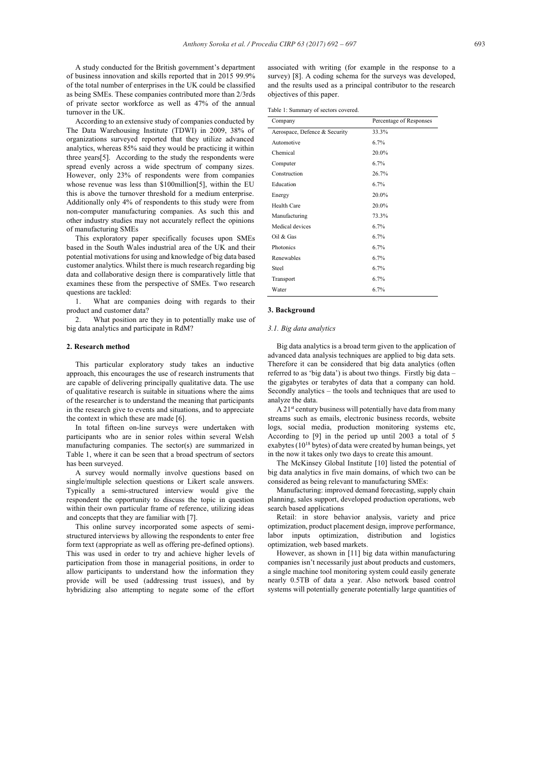A study conducted for the British government's department of business innovation and skills reported that in 2015 99.9% of the total number of enterprises in the UK could be classified as being SMEs. These companies contributed more than 2/3rds of private sector workforce as well as 47% of the annual turnover in the UK.

According to an extensive study of companies conducted by The Data Warehousing Institute (TDWI) in 2009, 38% of organizations surveyed reported that they utilize advanced analytics, whereas 85% said they would be practicing it within three years[5]. According to the study the respondents were spread evenly across a wide spectrum of company sizes. However, only 23% of respondents were from companies whose revenue was less than $100million[5], within the EU this is above the turnover threshold for a medium enterprise. Additionally only 4% of respondents to this study were from non-computer manufacturing companies. As such this and other industry studies may not accurately reflect the opinions of manufacturing SMEs

This exploratory paper specifically focuses upon SMEs based in the South Wales industrial area of the UK and their potential motivations for using and knowledge of big data based customer analytics. Whilst there is much research regarding big data and collaborative design there is comparatively little that examines these from the perspective of SMEs. Two research questions are tackled:

1. What are companies doing with regards to their product and customer data?
2. What position are they in to potentially make use of big data analytics and participate in RdM?

## 2. Research method

This particular exploratory study takes an inductive approach, this encourages the use of research instruments that are capable of delivering principally qualitative data. The use of qualitative research is suitable in situations where the aims of the researcher is to understand the meaning that participants in the research give to events and situations, and to appreciate the context in which these are made [6].

In total fifteen on-line surveys were undertaken with participants who are in senior roles within several Welsh manufacturing companies. The sector(s) are summarized in Table 1, where it can be seen that a broad spectrum of sectors has been surveyed.

A survey would normally involve questions based on single/multiple selection questions or Likert scale answers. Typically a semi-structured interview would give the respondent the opportunity to discuss the topic in question within their own particular frame of reference, utilizing ideas and concepts that they are familiar with [7].

This online survey incorporated some aspects of semi-structured interviews by allowing the respondents to enter free form text (appropriate as well as offering pre-defined options). This was used in order to try and achieve higher levels of participation from those in managerial positions, in order to allow participants to understand how the information they provide will be used (addressing trust issues), and by hybridizing also attempting to negate some of the effort associated with writing (for example in the response to a survey) [8]. A coding schema for the surveys was developed, and the results used as a principal contributor to the research objectives of this paper.

Table 1: Summary of sectors covered.

| Company | Percentage of Responses |
|---|---|
| Aerospace, Defence & Security | 33.3% |
| Automotive | 6.7% |
| Chemical | 20.0% |
| Computer | 6.7% |
| Construction | 26.7% |
| Education | 6.7% |
| Energy | 20.0% |
| Health Care | 20.0% |
| Manufacturing | 73.3% |
| Medical devices | 6.7% |
| Oil & Gas | 6.7% |
| Photonics | 6.7% |
| Renewables | 6.7% |
| Steel | 6.7% |
| Transport | 6.7% |
| Water | 6.7% |

## 3. Background

### 3.1. Big data analytics

Big data analytics is a broad term given to the application of advanced data analysis techniques are applied to big data sets. Therefore it can be considered that big data analytics (often referred to as 'big data') is about two things. Firstly big data – the gigabytes or terabytes of data that a company can hold. Secondly analytics – the tools and techniques that are used to analyze the data.

A 21st century business will potentially have data from many streams such as emails, electronic business records, website logs, social media, production monitoring systems etc, According to [9] in the period up until 2003 a total of 5 exabytes ($10^{18}$ bytes) of data were created by human beings, yet in the now it takes only two days to create this amount.

The McKinsey Global Institute [10] listed the potential of big data analytics in five main domains, of which two can be considered as being relevant to manufacturing SMEs:

Manufacturing: improved demand forecasting, supply chain planning, sales support, developed production operations, web search based applications

Retail: in store behavior analysis, variety and price optimization, product placement design, improve performance, labor inputs optimization, distribution and logistics optimization, web based markets.

However, as shown in [11] big data within manufacturing companies isn't necessarily just about products and customers, a single machine tool monitoring system could easily generate nearly 0.5TB of data a year. Also network based control systems will potentially generate potentially large quantities of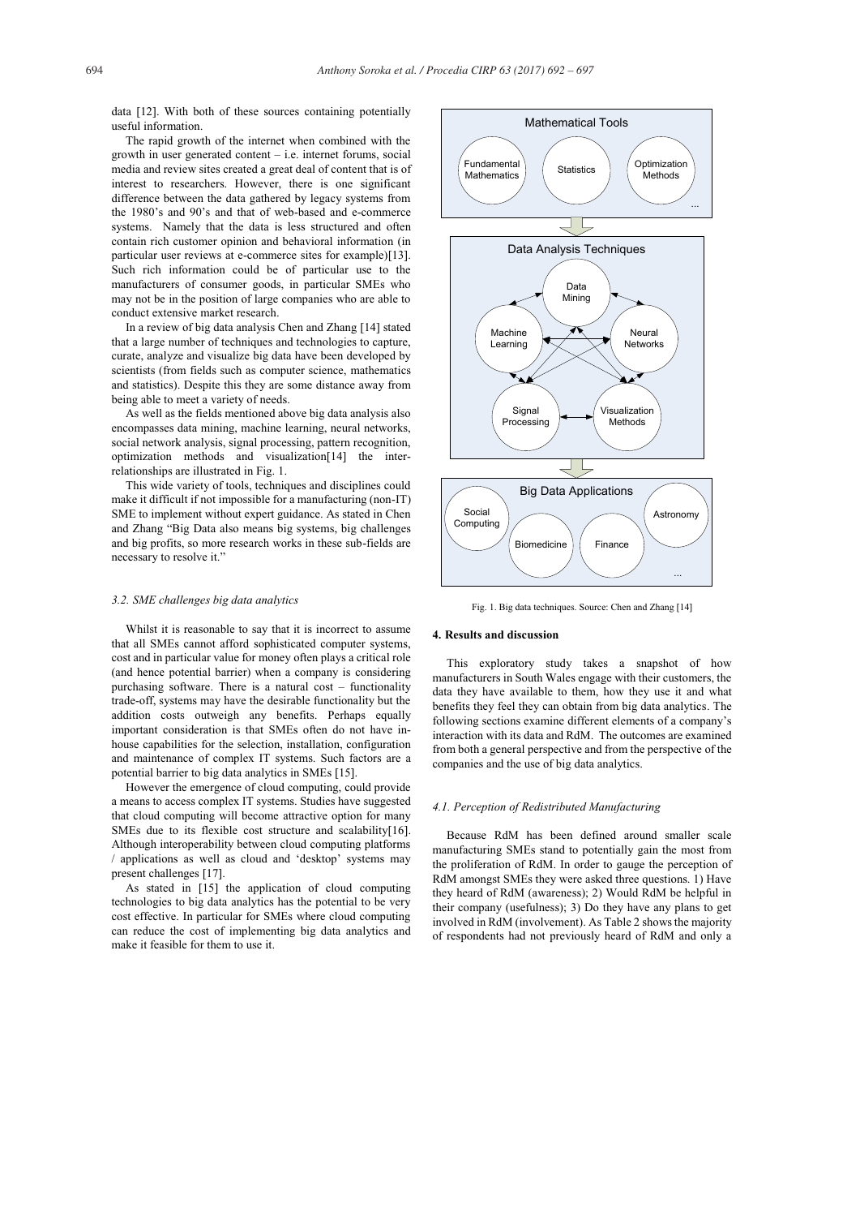data [12]. With both of these sources containing potentially useful information.

The rapid growth of the internet when combined with the growth in user generated content – i.e. internet forums, social media and review sites created a great deal of content that is of interest to researchers. However, there is one significant difference between the data gathered by legacy systems from the 1980's and 90's and that of web-based and e-commerce systems. Namely that the data is less structured and often contain rich customer opinion and behavioral information (in particular user reviews at e-commerce sites for example)[13]. Such rich information could be of particular use to the manufacturers of consumer goods, in particular SMEs who may not be in the position of large companies who are able to conduct extensive market research.

In a review of big data analysis Chen and Zhang [14] stated that a large number of techniques and technologies to capture, curate, analyze and visualize big data have been developed by scientists (from fields such as computer science, mathematics and statistics). Despite this they are some distance away from being able to meet a variety of needs.

As well as the fields mentioned above big data analysis also encompasses data mining, machine learning, neural networks, social network analysis, signal processing, pattern recognition, optimization methods and visualization[14] the inter-relationships are illustrated in Fig. 1.

This wide variety of tools, techniques and disciplines could make it difficult if not impossible for a manufacturing (non-IT) SME to implement without expert guidance. As stated in Chen and Zhang "Big Data also means big systems, big challenges and big profits, so more research works in these sub-fields are necessary to resolve it."

### 3.2. SME challenges big data analytics

Whilst it is reasonable to say that it is incorrect to assume that all SMEs cannot afford sophisticated computer systems, cost and in particular value for money often plays a critical role (and hence potential barrier) when a company is considering purchasing software. There is a natural cost – functionality trade-off, systems may have the desirable functionality but the addition costs outweigh any benefits. Perhaps equally important consideration is that SMEs often do not have in-house capabilities for the selection, installation, configuration and maintenance of complex IT systems. Such factors are a potential barrier to big data analytics in SMEs [15].

However the emergence of cloud computing, could provide a means to access complex IT systems. Studies have suggested that cloud computing will become attractive option for many SMEs due to its flexible cost structure and scalability[16]. Although interoperability between cloud computing platforms / applications as well as cloud and 'desktop' systems may present challenges [17].

As stated in [15] the application of cloud computing technologies to big data analytics has the potential to be very cost effective. In particular for SMEs where cloud computing can reduce the cost of implementing big data analytics and make it feasible for them to use it.

Mathematical Tools: Fundamental Mathematics, Statistics, Optimization Methods, ...

Data Analysis Techniques: Data Mining, Machine Learning, Neural Networks, Signal Processing, Visualization Methods

Big Data Applications: Social Computing, Biomedicine, Finance, Astronomy, ...

Fig. 1. Big data techniques. Source: Chen and Zhang [14]

## 4. Results and discussion

This exploratory study takes a snapshot of how manufacturers in South Wales engage with their customers, the data they have available to them, how they use it and what benefits they feel they can obtain from big data analytics. The following sections examine different elements of a company's interaction with its data and RdM. The outcomes are examined from both a general perspective and from the perspective of the companies and the use of big data analytics.

### 4.1. Perception of Redistributed Manufacturing

Because RdM has been defined around smaller scale manufacturing SMEs stand to potentially gain the most from the proliferation of RdM. In order to gauge the perception of RdM amongst SMEs they were asked three questions. 1) Have they heard of RdM (awareness); 2) Would RdM be helpful in their company (usefulness); 3) Do they have any plans to get involved in RdM (involvement). As Table 2 shows the majority of respondents had not previously heard of RdM and only a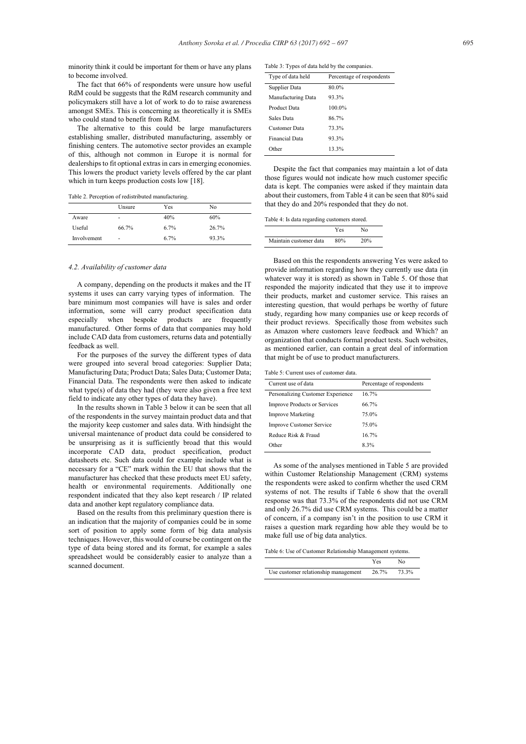minority think it could be important for them or have any plans to become involved.

The fact that 66% of respondents were unsure how useful RdM could be suggests that the RdM research community and policymakers still have a lot of work to do to raise awareness amongst SMEs. This is concerning as theoretically it is SMEs who could stand to benefit from RdM.

The alternative to this could be large manufacturers establishing smaller, distributed manufacturing, assembly or finishing centers. The automotive sector provides an example of this, although not common in Europe it is normal for dealerships to fit optional extras in cars in emerging economies. This lowers the product variety levels offered by the car plant which in turn keeps production costs low [18].

Table 2. Perception of redistributed manufacturing.

| | Unsure | Yes | No |
|---|---|---|---|
| Aware | - | 40% | 60% |
| Useful | 66.7% | 6.7% | 26.7% |
| Involvement | - | 6.7% | 93.3% |

### *4.2. Availability of customer data*

A company, depending on the products it makes and the IT systems it uses can carry varying types of information. The bare minimum most companies will have is sales and order information, some will carry product specification data especially when bespoke products are frequently manufactured. Other forms of data that companies may hold include CAD data from customers, returns data and potentially feedback as well.

For the purposes of the survey the different types of data were grouped into several broad categories: Supplier Data; Manufacturing Data; Product Data; Sales Data; Customer Data; Financial Data. The respondents were then asked to indicate what type(s) of data they had (they were also given a free text field to indicate any other types of data they have).

In the results shown in Table 3 below it can be seen that all of the respondents in the survey maintain product data and that the majority keep customer and sales data. With hindsight the universal maintenance of product data could be considered to be unsurprising as it is sufficiently broad that this would incorporate CAD data, product specification, product datasheets etc. Such data could for example include what is necessary for a "CE" mark within the EU that shows that the manufacturer has checked that these products meet EU safety, health or environmental requirements. Additionally one respondent indicated that they also kept research / IP related data and another kept regulatory compliance data.

Based on the results from this preliminary question there is an indication that the majority of companies could be in some sort of position to apply some form of big data analysis techniques. However, this would of course be contingent on the type of data being stored and its format, for example a sales spreadsheet would be considerably easier to analyze than a scanned document.

Table 3: Types of data held by the companies.

| Type of data held | Percentage of respondents |
|---|---|
| Supplier Data | 80.0% |
| Manufacturing Data | 93.3% |
| Product Data | 100.0% |
| Sales Data | 86.7% |
| Customer Data | 73.3% |
| Financial Data | 93.3% |
| Other | 13.3% |

Despite the fact that companies may maintain a lot of data those figures would not indicate how much customer specific data is kept. The companies were asked if they maintain data about their customers, from Table 4 it can be seen that 80% said that they do and 20% responded that they do not.

Table 4: Is data regarding customers stored.

| | Yes | No |
|---|---|---|
| Maintain customer data | 80% | 20% |

Based on this the respondents answering Yes were asked to provide information regarding how they currently use data (in whatever way it is stored) as shown in Table 5. Of those that responded the majority indicated that they use it to improve their products, market and customer service. This raises an interesting question, that would perhaps be worthy of future study, regarding how many companies use or keep records of their product reviews. Specifically those from websites such as Amazon where customers leave feedback and Which? an organization that conducts formal product tests. Such websites, as mentioned earlier, can contain a great deal of information that might be of use to product manufacturers.

Table 5: Current uses of customer data.

| Current use of data | Percentage of respondents |
|---|---|
| Personalizing Customer Experience | 16.7% |
| Improve Products or Services | 66.7% |
| Improve Marketing | 75.0% |
| Improve Customer Service | 75.0% |
| Reduce Risk & Fraud | 16.7% |
| Other | 8.3% |

As some of the analyses mentioned in Table 5 are provided within Customer Relationship Management (CRM) systems the respondents were asked to confirm whether the used CRM systems of not. The results if Table 6 show that the overall response was that 73.3% of the respondents did not use CRM and only 26.7% did use CRM systems. This could be a matter of concern, if a company isn't in the position to use CRM it raises a question mark regarding how able they would be to make full use of big data analytics.

Table 6: Use of Customer Relationship Management systems.

| | Yes | No |
|---|---|---|
| Use customer relationship management | 26.7% | 73.3% |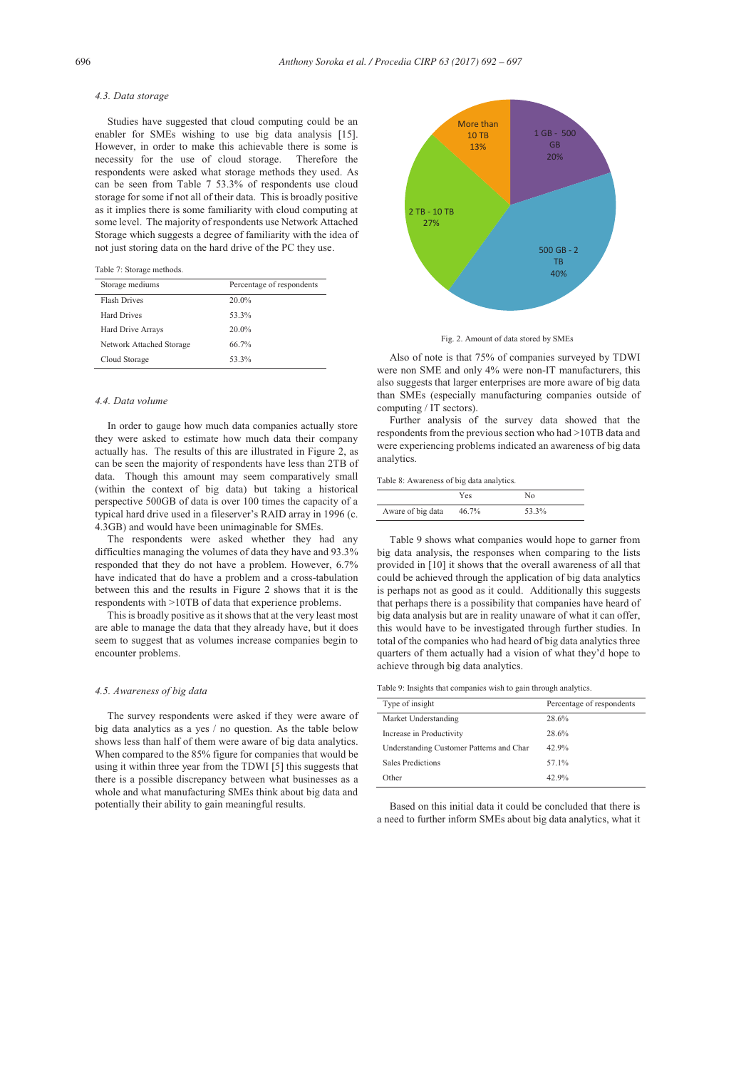### 4.3. Data storage

Studies have suggested that cloud computing could be an enabler for SMEs wishing to use big data analysis [15]. However, in order to make this achievable there is some is necessity for the use of cloud storage. Therefore the respondents were asked what storage methods they used. As can be seen from Table 7 53.3% of respondents use cloud storage for some if not all of their data. This is broadly positive as it implies there is some familiarity with cloud computing at some level. The majority of respondents use Network Attached Storage which suggests a degree of familiarity with the idea of not just storing data on the hard drive of the PC they use.

Table 7: Storage methods.

| Storage mediums | Percentage of respondents |
|---|---|
| Flash Drives | 20.0% |
| Hard Drives | 53.3% |
| Hard Drive Arrays | 20.0% |
| Network Attached Storage | 66.7% |
| Cloud Storage | 53.3% |

### 4.4. Data volume

In order to gauge how much data companies actually store they were asked to estimate how much data their company actually has. The results of this are illustrated in Figure 2, as can be seen the majority of respondents have less than 2TB of data. Though this amount may seem comparatively small (within the context of big data) but taking a historical perspective 500GB of data is over 100 times the capacity of a typical hard drive used in a fileserver's RAID array in 1996 (c. 4.3GB) and would have been unimaginable for SMEs.

The respondents were asked whether they had any difficulties managing the volumes of data they have and 93.3% responded that they do not have a problem. However, 6.7% have indicated that do have a problem and a cross-tabulation between this and the results in Figure 2 shows that it is the respondents with >10TB of data that experience problems.

This is broadly positive as it shows that at the very least most are able to manage the data that they already have, but it does seem to suggest that as volumes increase companies begin to encounter problems.

### 4.5. Awareness of big data

The survey respondents were asked if they were aware of big data analytics as a yes / no question. As the table below shows less than half of them were aware of big data analytics. When compared to the 85% figure for companies that would be using it within three year from the TDWI [5] this suggests that there is a possible discrepancy between what businesses as a whole and what manufacturing SMEs think about big data and potentially their ability to gain meaningful results.

Fig. 2. Amount of data stored by SMEs

Also of note is that 75% of companies surveyed by TDWI were non SME and only 4% were non-IT manufacturers, this also suggests that larger enterprises are more aware of big data than SMEs (especially manufacturing companies outside of computing / IT sectors).

Further analysis of the survey data showed that the respondents from the previous section who had >10TB data and were experiencing problems indicated an awareness of big data analytics.

Table 8: Awareness of big data analytics.

| | Yes | No |
|---|---|---|
| Aware of big data | 46.7% | 53.3% |

Table 9 shows what companies would hope to garner from big data analysis, the responses when comparing to the lists provided in [10] it shows that the overall awareness of all that could be achieved through the application of big data analytics is perhaps not as good as it could. Additionally this suggests that perhaps there is a possibility that companies have heard of big data analysis but are in reality unaware of what it can offer, this would have to be investigated through further studies. In total of the companies who had heard of big data analytics three quarters of them actually had a vision of what they'd hope to achieve through big data analytics.

Table 9: Insights that companies wish to gain through analytics.

| Type of insight | Percentage of respondents |
|---|---|
| Market Understanding | 28.6% |
| Increase in Productivity | 28.6% |
| Understanding Customer Patterns and Char | 42.9% |
| Sales Predictions | 57.1% |
| Other | 42.9% |

Based on this initial data it could be concluded that there is a need to further inform SMEs about big data analytics, what it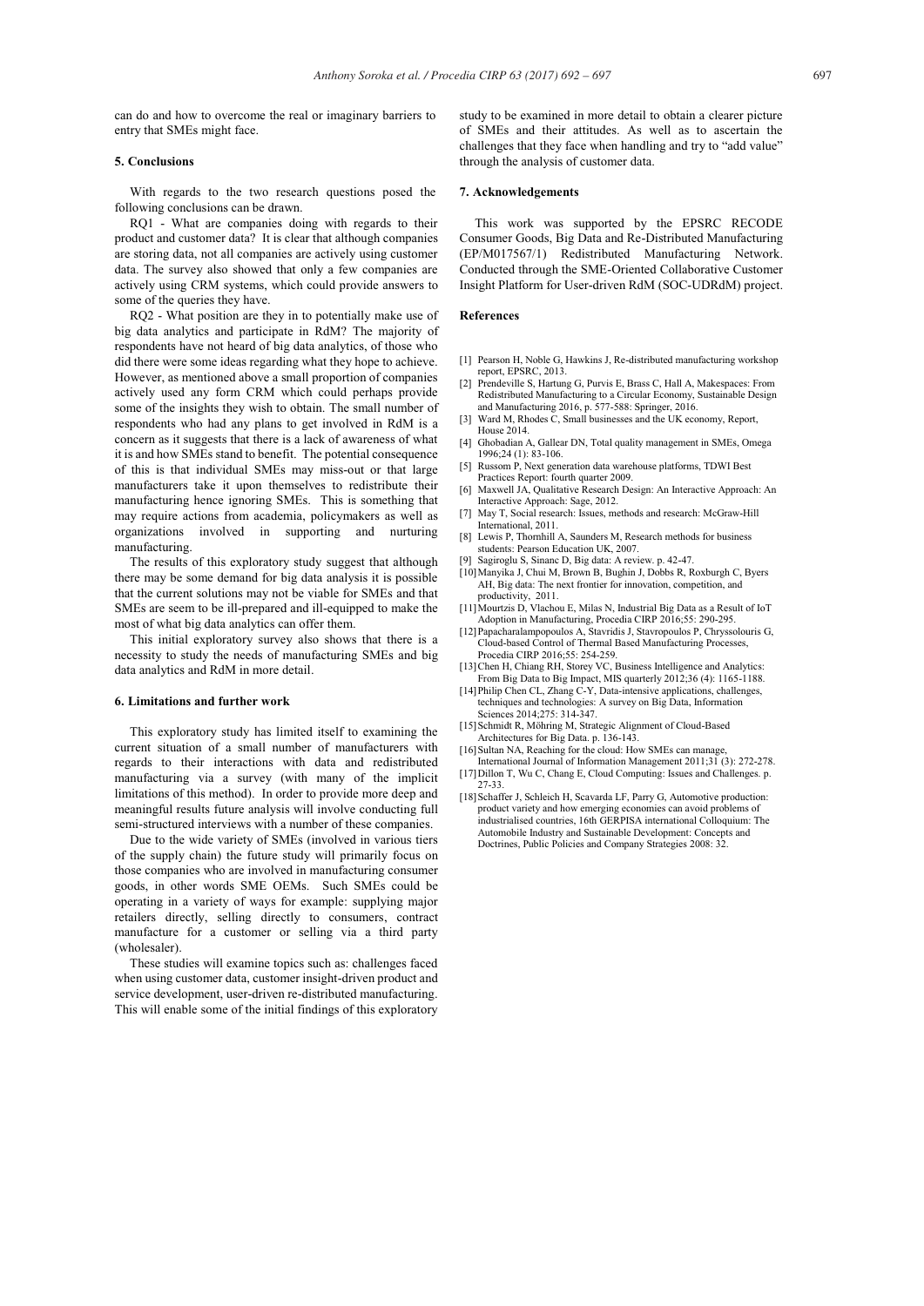can do and how to overcome the real or imaginary barriers to entry that SMEs might face.

## 5. Conclusions

With regards to the two research questions posed the following conclusions can be drawn.

RQ1 - What are companies doing with regards to their product and customer data? It is clear that although companies are storing data, not all companies are actively using customer data. The survey also showed that only a few companies are actively using CRM systems, which could provide answers to some of the queries they have.

RQ2 - What position are they in to potentially make use of big data analytics and participate in RdM? The majority of respondents have not heard of big data analytics, of those who did there were some ideas regarding what they hope to achieve. However, as mentioned above a small proportion of companies actively used any form CRM which could perhaps provide some of the insights they wish to obtain. The small number of respondents who had any plans to get involved in RdM is a concern as it suggests that there is a lack of awareness of what it is and how SMEs stand to benefit. The potential consequence of this is that individual SMEs may miss-out or that large manufacturers take it upon themselves to redistribute their manufacturing hence ignoring SMEs. This is something that may require actions from academia, policymakers as well as organizations involved in supporting and nurturing manufacturing.

The results of this exploratory study suggest that although there may be some demand for big data analysis it is possible that the current solutions may not be viable for SMEs and that SMEs are seem to be ill-prepared and ill-equipped to make the most of what big data analytics can offer them.

This initial exploratory survey also shows that there is a necessity to study the needs of manufacturing SMEs and big data analytics and RdM in more detail.

## 6. Limitations and further work

This exploratory study has limited itself to examining the current situation of a small number of manufacturers with regards to their interactions with data and redistributed manufacturing via a survey (with many of the implicit limitations of this method). In order to provide more deep and meaningful results future analysis will involve conducting full semi-structured interviews with a number of these companies.

Due to the wide variety of SMEs (involved in various tiers of the supply chain) the future study will primarily focus on those companies who are involved in manufacturing consumer goods, in other words SME OEMs. Such SMEs could be operating in a variety of ways for example: supplying major retailers directly, selling directly to consumers, contract manufacture for a customer or selling via a third party (wholesaler).

These studies will examine topics such as: challenges faced when using customer data, customer insight-driven product and service development, user-driven re-distributed manufacturing. This will enable some of the initial findings of this exploratory study to be examined in more detail to obtain a clearer picture of SMEs and their attitudes. As well as to ascertain the challenges that they face when handling and try to "add value" through the analysis of customer data.

## 7. Acknowledgements

This work was supported by the EPSRC RECODE Consumer Goods, Big Data and Re-Distributed Manufacturing (EP/M017567/1) Redistributed Manufacturing Network. Conducted through the SME-Oriented Collaborative Customer Insight Platform for User-driven RdM (SOC-UDRdM) project.

## References

[1] Pearson H, Noble G, Hawkins J, Re-distributed manufacturing workshop report, EPSRC, 2013.

[2] Prendeville S, Hartung G, Purvis E, Brass C, Hall A, Makespaces: From Redistributed Manufacturing to a Circular Economy, Sustainable Design and Manufacturing 2016, p. 577-588: Springer, 2016.

[3] Ward M, Rhodes C, Small businesses and the UK economy, Report, House 2014.

[4] Ghobadian A, Gallear DN, Total quality management in SMEs, Omega 1996;24 (1): 83-106.

[5] Russom P, Next generation data warehouse platforms, TDWI Best Practices Report: fourth quarter 2009.

[6] Maxwell JA, Qualitative Research Design: An Interactive Approach: An Interactive Approach: Sage, 2012.

[7] May T, Social research: Issues, methods and research: McGraw-Hill International, 2011.

[8] Lewis P, Thornhill A, Saunders M, Research methods for business students: Pearson Education UK, 2007.

[9] Sagiroglu S, Sinanc D, Big data: A review. p. 42-47.

[10] Manyika J, Chui M, Brown B, Bughin J, Dobbs R, Roxburgh C, Byers AH, Big data: The next frontier for innovation, competition, and productivity, 2011.

[11] Mourtzis D, Vlachou E, Milas N, Industrial Big Data as a Result of IoT Adoption in Manufacturing, Procedia CIRP 2016;55: 290-295.

[12] Papacharalampopoulos A, Stavridis J, Stavropoulos P, Chryssolouris G, Cloud-based Control of Thermal Based Manufacturing Processes, Procedia CIRP 2016;55: 254-259.

[13] Chen H, Chiang RH, Storey VC, Business Intelligence and Analytics: From Big Data to Big Impact, MIS quarterly 2012;36 (4): 1165-1188.

[14] Philip Chen CL, Zhang C-Y, Data-intensive applications, challenges, techniques and technologies: A survey on Big Data, Information Sciences 2014;275: 314-347.

[15] Schmidt R, Möhring M, Strategic Alignment of Cloud-Based Architectures for Big Data. p. 136-143.

[16] Sultan NA, Reaching for the cloud: How SMEs can manage, International Journal of Information Management 2011;31 (3): 272-278.

[17] Dillon T, Wu C, Chang E, Cloud Computing: Issues and Challenges. p. 27-33.

[18] Schaffer J, Schleich H, Scavarda LF, Parry G, Automotive production: product variety and how emerging economies can avoid problems of industrialised countries, 16th GERPISA international Colloquium: The Automobile Industry and Sustainable Development: Concepts and Doctrines, Public Policies and Company Strategies 2008: 32.